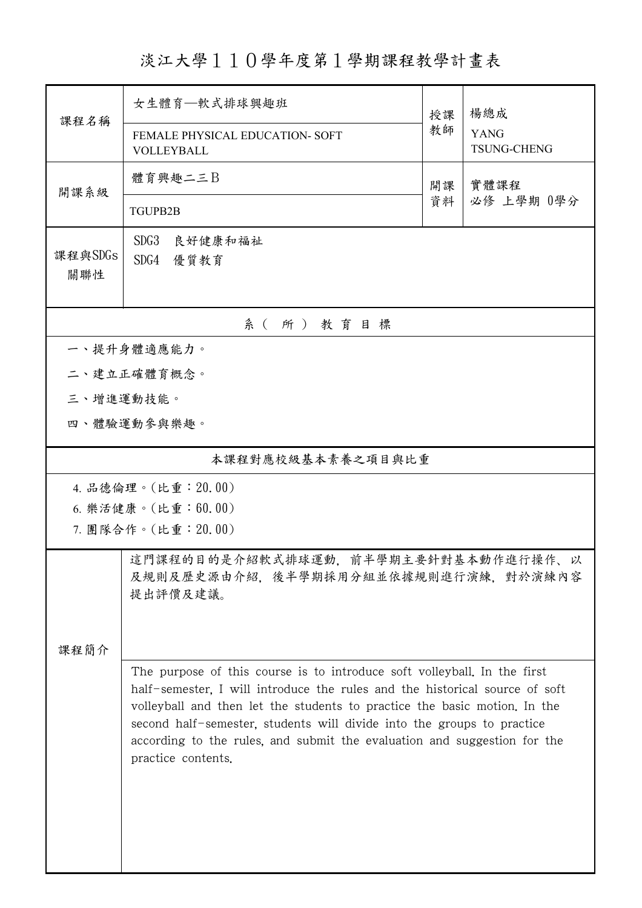# 淡江大學１１０學年度第１學期課程教學計畫表

| 課程名稱 | 女生體育─軟式排球興趣班<br>FEMALE PHYSICAL EDUCATION- SOFT VOLLEYBALL | 授課教師 | 楊總成<br>YANG TSUNG-CHENG |
|---|---|---|---|
| 開課系級 | 體育興趣二三Ｂ<br>TGUPB2B | 開課資料 | 實體課程<br>必修 上學期 0學分 |
| 課程與SDGs關聯性 | SDG3　良好健康和福祉<br>SDG4　優質教育 | | |

## 系（所）教育目標

一、提升身體適應能力。

二、建立正確體育概念。

三、增進運動技能。

四、體驗運動參與樂趣。

## 本課程對應校級基本素養之項目與比重

4. 品德倫理。(比重：20.00)
6. 樂活健康。(比重：60.00)
7. 團隊合作。(比重：20.00)

## 課程簡介

這門課程的目的是介紹軟式排球運動，前半學期主要針對基本動作進行操作、以及規則及歷史源由介紹，後半學期採用分組並依據規則進行演練，對於演練內容提出評價及建議。

The purpose of this course is to introduce soft volleyball. In the first half-semester, I will introduce the rules and the historical source of soft volleyball and then let the students to practice the basic motion. In the second half-semester, students will divide into the groups to practice according to the rules, and submit the evaluation and suggestion for the practice contents.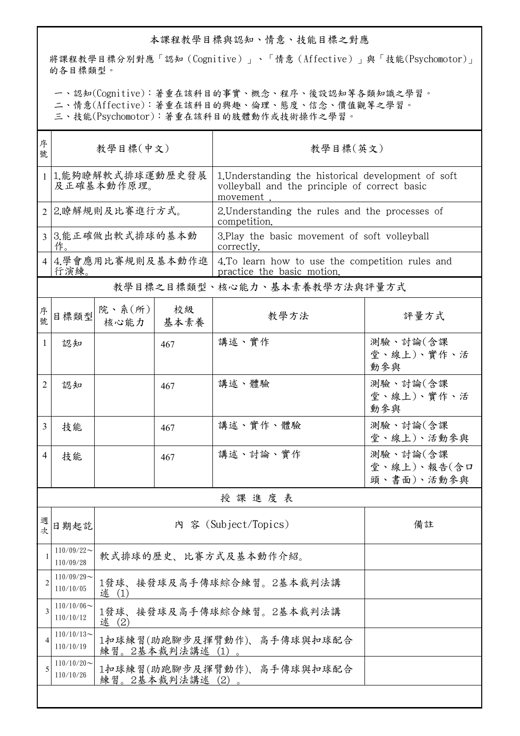## 本課程教學目標與認知、情意、技能目標之對應

將課程教學目標分別對應「認知（Cognitive）」、「情意（Affective）」與「技能(Psychomotor)」的各目標類型。

一、認知(Cognitive)：著重在該科目的事實、概念、程序、後設認知等各類知識之學習。
二、情意(Affective)：著重在該科目的興趣、倫理、態度、信念、價值觀等之學習。
三、技能(Psychomotor)：著重在該科目的肢體動作或技術操作之學習。

| 序號 | 教學目標(中文) | 教學目標(英文) |
|---|---|---|
| 1 | 1.能夠瞭解軟式排球運動歷史發展及正確基本動作原理。 | 1.Understanding the historical development of soft volleyball and the principle of correct basic movement . |
| 2 | 2.瞭解規則及比賽進行方式。 | 2.Understanding the rules and the processes of competition. |
| 3 | 3.能正確做出軟式排球的基本動作。 | 3.Play the basic movement of soft volleyball correctly. |
| 4 | 4.學會應用比賽規則及基本動作進行演練。 | 4.To learn how to use the competition rules and practice the basic motion. |

## 教學目標之目標類型、核心能力、基本素養教學方法與評量方式

| 序號 | 目標類型 | 院、系(所)核心能力 | 校級基本素養 | 教學方法 | 評量方式 |
|---|---|---|---|---|---|
| 1 | 認知 | | 467 | 講述、實作 | 測驗、討論(含課堂、線上)、實作、活動參與 |
| 2 | 認知 | | 467 | 講述、體驗 | 測驗、討論(含課堂、線上)、實作、活動參與 |
| 3 | 技能 | | 467 | 講述、實作、體驗 | 測驗、討論(含課堂、線上)、活動參與 |
| 4 | 技能 | | 467 | 講述、討論、實作 | 測驗、討論(含課堂、線上)、報告(含口頭、書面)、活動參與 |

## 授課進度表

| 週次 | 日期起訖 | 內 容 (Subject/Topics) | 備註 |
|---|---|---|---|
| 1 | 110/09/22～110/09/28 | 軟式排球的歷史、比賽方式及基本動作介紹。 | |
| 2 | 110/09/29～110/10/05 | 1發球、接發球及高手傳球綜合練習。2基本裁判法講述 (1) | |
| 3 | 110/10/06～110/10/12 | 1發球、接發球及高手傳球綜合練習。2基本裁判法講述 (2) | |
| 4 | 110/10/13～110/10/19 | 1扣球練習(助跑腳步及揮臂動作)、高手傳球與扣球配合練習。2基本裁判法講述 (1) 。 | |
| 5 | 110/10/20～110/10/26 | 1扣球練習(助跑腳步及揮臂動作)、高手傳球與扣球配合練習。2基本裁判法講述 (2) 。 | |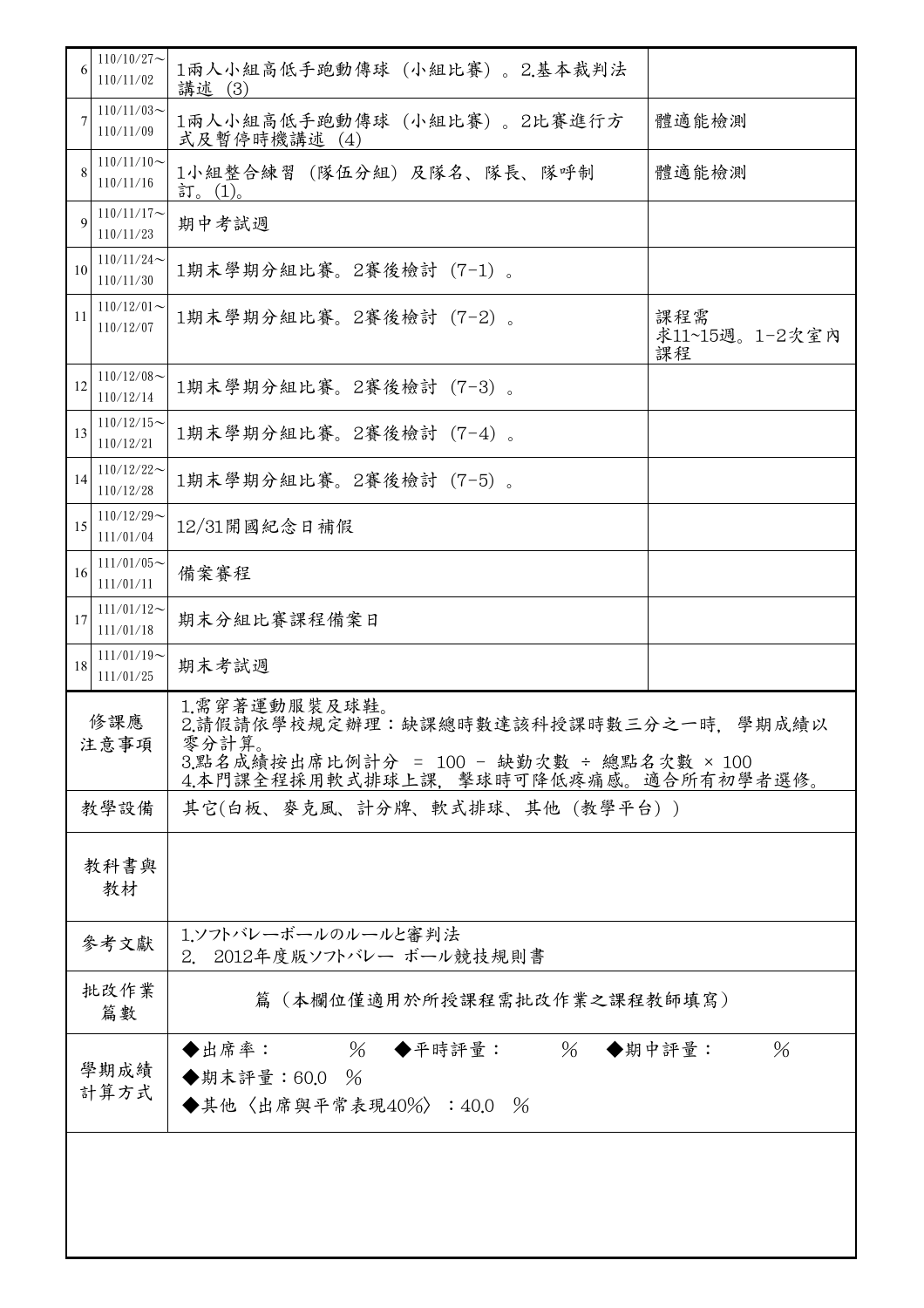| 6 | 110/10/27～110/11/02 | 1兩人小組高低手跑動傳球（小組比賽）。2.基本裁判法講述（3） | |
|---|---|---|---|
| 7 | 110/11/03～110/11/09 | 1兩人小組高低手跑動傳球（小組比賽）。2比賽進行方式及暫停時機講述（4） | 體適能檢測 |
| 8 | 110/11/10～110/11/16 | 1小組整合練習（隊伍分組）及隊名、隊長、隊呼制訂。(1)。 | 體適能檢測 |
| 9 | 110/11/17～110/11/23 | 期中考試週 | |
| 10 | 110/11/24～110/11/30 | 1期末學期分組比賽。2賽後檢討（7-1）。 | |
| 11 | 110/12/01～110/12/07 | 1期末學期分組比賽。2賽後檢討（7-2）。 | 課程需求11~15週。1-2次室內課程 |
| 12 | 110/12/08～110/12/14 | 1期末學期分組比賽。2賽後檢討（7-3）。 | |
| 13 | 110/12/15～110/12/21 | 1期末學期分組比賽。2賽後檢討（7-4）。 | |
| 14 | 110/12/22～110/12/28 | 1期末學期分組比賽。2賽後檢討（7-5）。 | |
| 15 | 110/12/29～111/01/04 | 12/31開國紀念日補假 | |
| 16 | 111/01/05～111/01/11 | 備案賽程 | |
| 17 | 111/01/12～111/01/18 | 期末分組比賽課程備案日 | |
| 18 | 111/01/19～111/01/25 | 期末考試週 | |

| 項目 | 內容 |
|---|---|
| 修課應注意事項 | 1.需穿著運動服裝及球鞋。<br>2.請假請依學校規定辦理：缺課總時數達該科授課時數三分之一時，學期成績以零分計算。<br>3.點名成績按出席比例計分 = 100 - 缺勤次數 ÷ 總點名次數 × 100<br>4.本門課全程採用軟式排球上課，擊球時可降低疼痛感。適合所有初學者選修。 |
| 教學設備 | 其它(白板、麥克風、計分牌、軟式排球、其他（教學平台）) |
| 教科書與教材 | |
| 參考文獻 | 1.ソフトバレーボールのルールと審判法<br>2. 2012年度版ソフトバレー ボール競技規則書 |
| 批改作業篇數 | 篇（本欄位僅適用於所授課程需批改作業之課程教師填寫） |
| 學期成績計算方式 | ◆出席率： % ◆平時評量： % ◆期中評量： %<br>◆期末評量：60.0 %<br>◆其他〈出席與平常表現40%〉：40.0 % |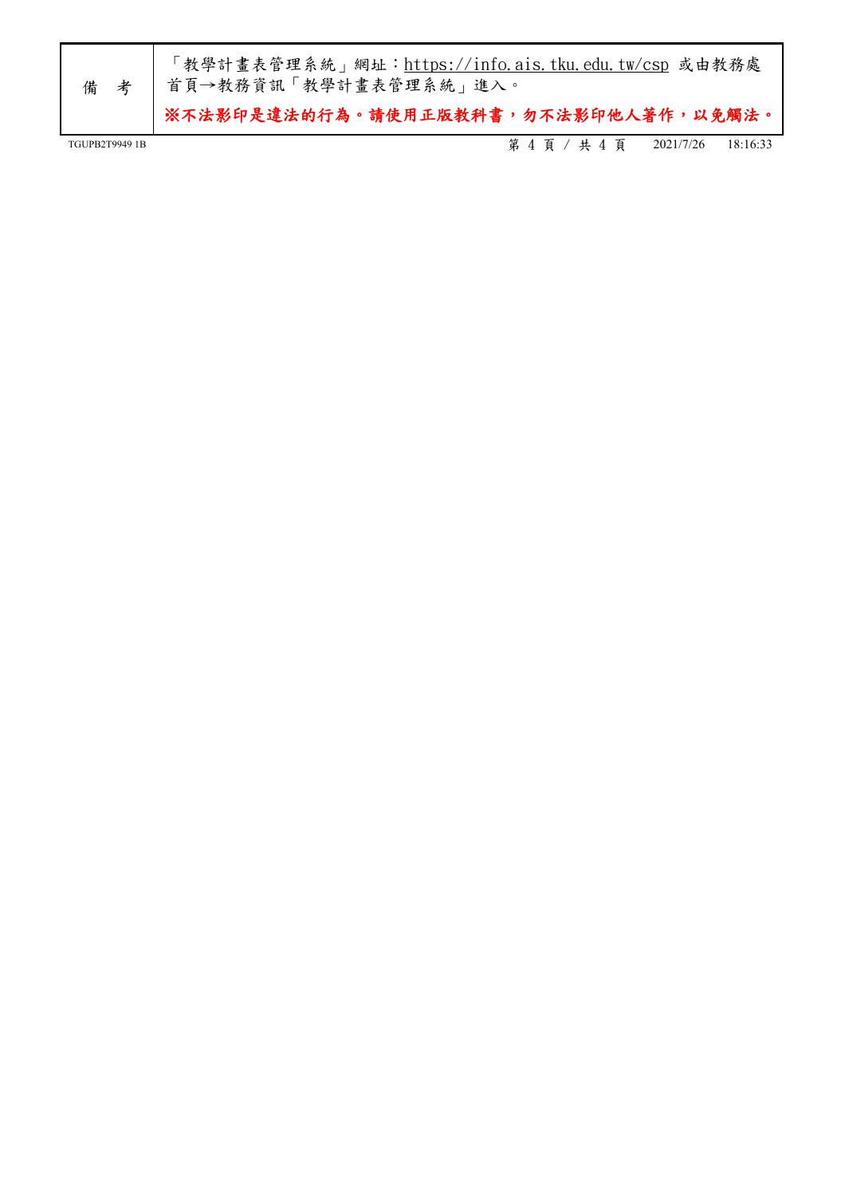| | |
|---|---|
| 備　考 | 「教學計畫表管理系統」網址：https://info.ais.tku.edu.tw/csp 或由教務處首頁→教務資訊「教學計畫表管理系統」進入。<br>**※不法影印是違法的行為。請使用正版教科書，勿不法影印他人著作，以免觸法。** |

TGUPB2T9949 1B